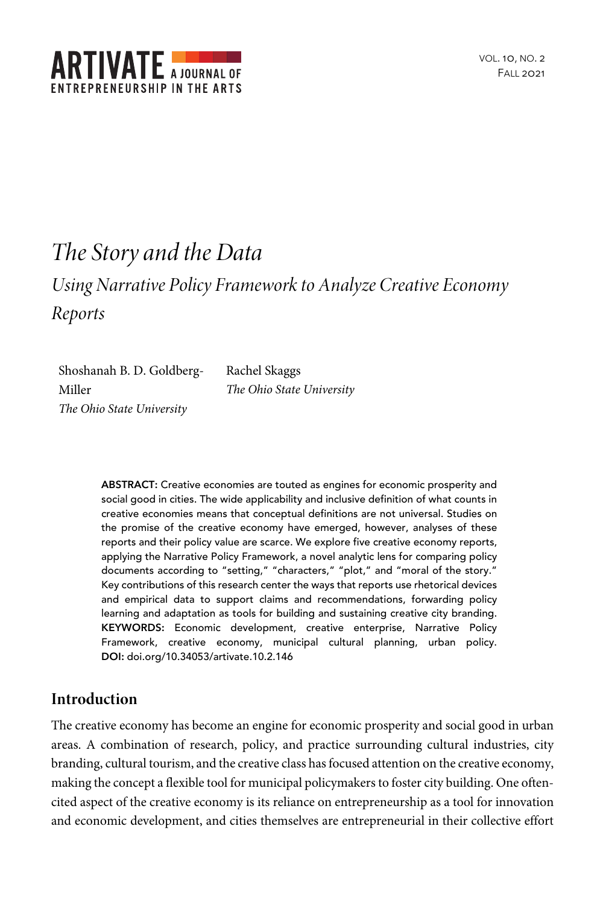# *The Story and the Data*

## *Using Narrative Policy Framework to Analyze Creative Economy Reports*

Shoshanah B. D. Goldberg-Miller
*The Ohio State University*

Rachel Skaggs
*The Ohio State University*

**ABSTRACT:** Creative economies are touted as engines for economic prosperity and social good in cities. The wide applicability and inclusive definition of what counts in creative economies means that conceptual definitions are not universal. Studies on the promise of the creative economy have emerged, however, analyses of these reports and their policy value are scarce. We explore five creative economy reports, applying the Narrative Policy Framework, a novel analytic lens for comparing policy documents according to "setting," "characters," "plot," and "moral of the story." Key contributions of this research center the ways that reports use rhetorical devices and empirical data to support claims and recommendations, forwarding policy learning and adaptation as tools for building and sustaining creative city branding.
**KEYWORDS:** Economic development, creative enterprise, Narrative Policy Framework, creative economy, municipal cultural planning, urban policy.
**DOI:** doi.org/10.34053/artivate.10.2.146

## Introduction

The creative economy has become an engine for economic prosperity and social good in urban areas. A combination of research, policy, and practice surrounding cultural industries, city branding, cultural tourism, and the creative class has focused attention on the creative economy, making the concept a flexible tool for municipal policymakers to foster city building. One often-cited aspect of the creative economy is its reliance on entrepreneurship as a tool for innovation and economic development, and cities themselves are entrepreneurial in their collective effort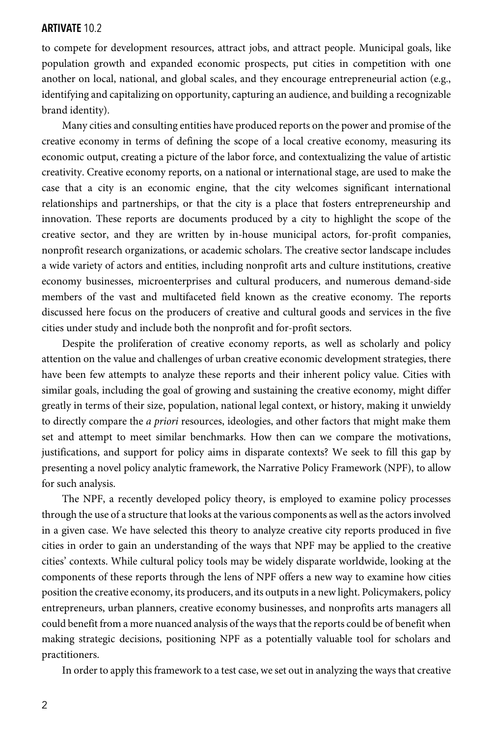to compete for development resources, attract jobs, and attract people. Municipal goals, like population growth and expanded economic prospects, put cities in competition with one another on local, national, and global scales, and they encourage entrepreneurial action (e.g., identifying and capitalizing on opportunity, capturing an audience, and building a recognizable brand identity).

Many cities and consulting entities have produced reports on the power and promise of the creative economy in terms of defining the scope of a local creative economy, measuring its economic output, creating a picture of the labor force, and contextualizing the value of artistic creativity. Creative economy reports, on a national or international stage, are used to make the case that a city is an economic engine, that the city welcomes significant international relationships and partnerships, or that the city is a place that fosters entrepreneurship and innovation. These reports are documents produced by a city to highlight the scope of the creative sector, and they are written by in-house municipal actors, for-profit companies, nonprofit research organizations, or academic scholars. The creative sector landscape includes a wide variety of actors and entities, including nonprofit arts and culture institutions, creative economy businesses, microenterprises and cultural producers, and numerous demand-side members of the vast and multifaceted field known as the creative economy. The reports discussed here focus on the producers of creative and cultural goods and services in the five cities under study and include both the nonprofit and for-profit sectors.

Despite the proliferation of creative economy reports, as well as scholarly and policy attention on the value and challenges of urban creative economic development strategies, there have been few attempts to analyze these reports and their inherent policy value. Cities with similar goals, including the goal of growing and sustaining the creative economy, might differ greatly in terms of their size, population, national legal context, or history, making it unwieldy to directly compare the *a priori* resources, ideologies, and other factors that might make them set and attempt to meet similar benchmarks. How then can we compare the motivations, justifications, and support for policy aims in disparate contexts? We seek to fill this gap by presenting a novel policy analytic framework, the Narrative Policy Framework (NPF), to allow for such analysis.

The NPF, a recently developed policy theory, is employed to examine policy processes through the use of a structure that looks at the various components as well as the actors involved in a given case. We have selected this theory to analyze creative city reports produced in five cities in order to gain an understanding of the ways that NPF may be applied to the creative cities' contexts. While cultural policy tools may be widely disparate worldwide, looking at the components of these reports through the lens of NPF offers a new way to examine how cities position the creative economy, its producers, and its outputs in a new light. Policymakers, policy entrepreneurs, urban planners, creative economy businesses, and nonprofits arts managers all could benefit from a more nuanced analysis of the ways that the reports could be of benefit when making strategic decisions, positioning NPF as a potentially valuable tool for scholars and practitioners.

In order to apply this framework to a test case, we set out in analyzing the ways that creative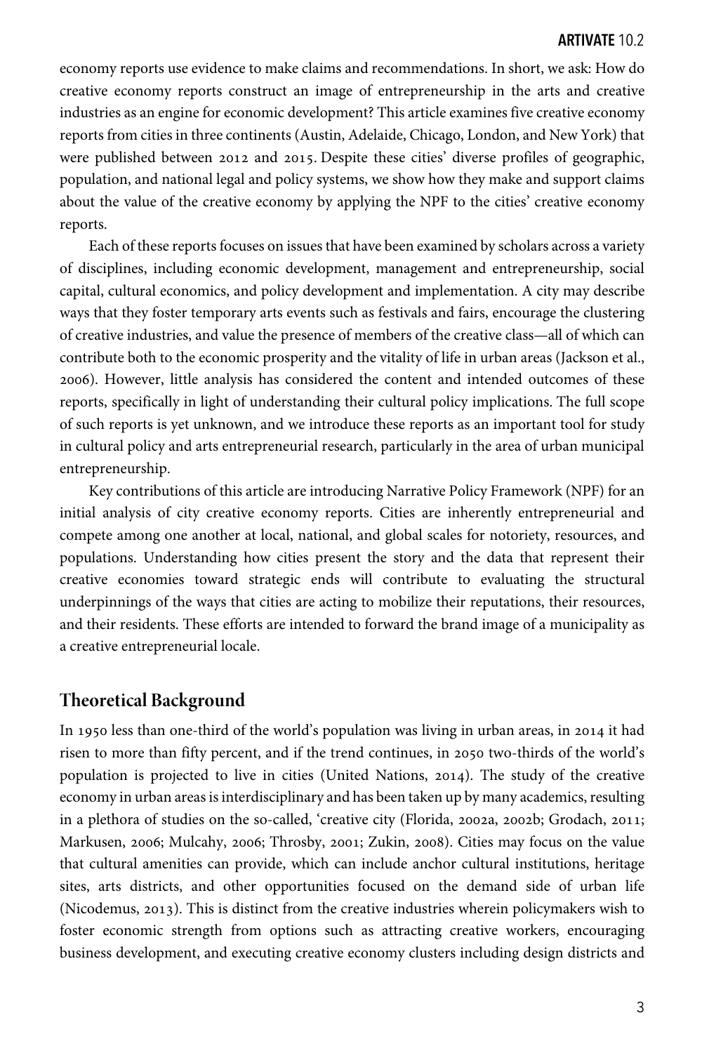economy reports use evidence to make claims and recommendations. In short, we ask: How do creative economy reports construct an image of entrepreneurship in the arts and creative industries as an engine for economic development? This article examines five creative economy reports from cities in three continents (Austin, Adelaide, Chicago, London, and New York) that were published between 2012 and 2015. Despite these cities' diverse profiles of geographic, population, and national legal and policy systems, we show how they make and support claims about the value of the creative economy by applying the NPF to the cities' creative economy reports.

Each of these reports focuses on issues that have been examined by scholars across a variety of disciplines, including economic development, management and entrepreneurship, social capital, cultural economics, and policy development and implementation. A city may describe ways that they foster temporary arts events such as festivals and fairs, encourage the clustering of creative industries, and value the presence of members of the creative class—all of which can contribute both to the economic prosperity and the vitality of life in urban areas (Jackson et al., 2006). However, little analysis has considered the content and intended outcomes of these reports, specifically in light of understanding their cultural policy implications. The full scope of such reports is yet unknown, and we introduce these reports as an important tool for study in cultural policy and arts entrepreneurial research, particularly in the area of urban municipal entrepreneurship.

Key contributions of this article are introducing Narrative Policy Framework (NPF) for an initial analysis of city creative economy reports. Cities are inherently entrepreneurial and compete among one another at local, national, and global scales for notoriety, resources, and populations. Understanding how cities present the story and the data that represent their creative economies toward strategic ends will contribute to evaluating the structural underpinnings of the ways that cities are acting to mobilize their reputations, their resources, and their residents. These efforts are intended to forward the brand image of a municipality as a creative entrepreneurial locale.

## Theoretical Background

In 1950 less than one-third of the world's population was living in urban areas, in 2014 it had risen to more than fifty percent, and if the trend continues, in 2050 two-thirds of the world's population is projected to live in cities (United Nations, 2014). The study of the creative economy in urban areas is interdisciplinary and has been taken up by many academics, resulting in a plethora of studies on the so-called, 'creative city (Florida, 2002a, 2002b; Grodach, 2011; Markusen, 2006; Mulcahy, 2006; Throsby, 2001; Zukin, 2008). Cities may focus on the value that cultural amenities can provide, which can include anchor cultural institutions, heritage sites, arts districts, and other opportunities focused on the demand side of urban life (Nicodemus, 2013). This is distinct from the creative industries wherein policymakers wish to foster economic strength from options such as attracting creative workers, encouraging business development, and executing creative economy clusters including design districts and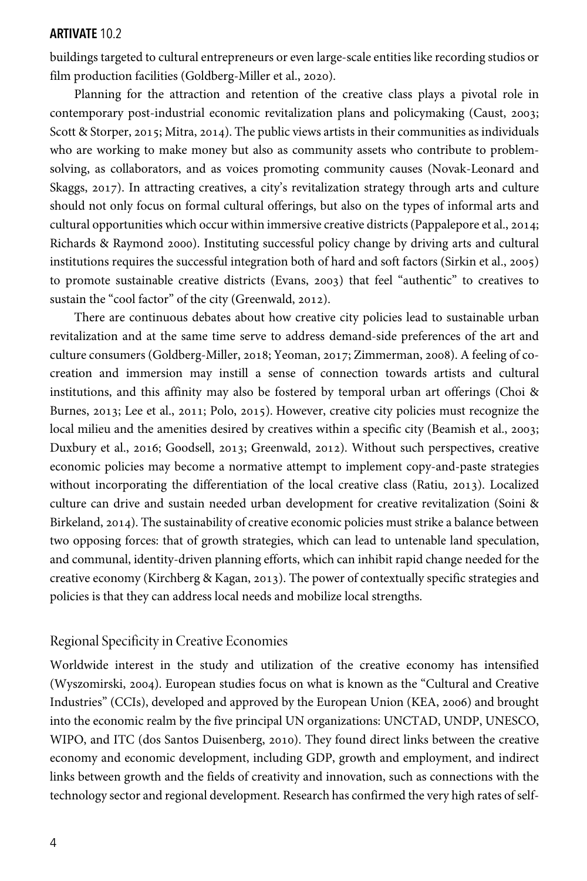buildings targeted to cultural entrepreneurs or even large-scale entities like recording studios or film production facilities (Goldberg-Miller et al., 2020).

Planning for the attraction and retention of the creative class plays a pivotal role in contemporary post-industrial economic revitalization plans and policymaking (Caust, 2003; Scott & Storper, 2015; Mitra, 2014). The public views artists in their communities as individuals who are working to make money but also as community assets who contribute to problem-solving, as collaborators, and as voices promoting community causes (Novak-Leonard and Skaggs, 2017). In attracting creatives, a city's revitalization strategy through arts and culture should not only focus on formal cultural offerings, but also on the types of informal arts and cultural opportunities which occur within immersive creative districts (Pappalepore et al., 2014; Richards & Raymond 2000). Instituting successful policy change by driving arts and cultural institutions requires the successful integration both of hard and soft factors (Sirkin et al., 2005) to promote sustainable creative districts (Evans, 2003) that feel "authentic" to creatives to sustain the "cool factor" of the city (Greenwald, 2012).

There are continuous debates about how creative city policies lead to sustainable urban revitalization and at the same time serve to address demand-side preferences of the art and culture consumers (Goldberg-Miller, 2018; Yeoman, 2017; Zimmerman, 2008). A feeling of co-creation and immersion may instill a sense of connection towards artists and cultural institutions, and this affinity may also be fostered by temporal urban art offerings (Choi & Burnes, 2013; Lee et al., 2011; Polo, 2015). However, creative city policies must recognize the local milieu and the amenities desired by creatives within a specific city (Beamish et al., 2003; Duxbury et al., 2016; Goodsell, 2013; Greenwald, 2012). Without such perspectives, creative economic policies may become a normative attempt to implement copy-and-paste strategies without incorporating the differentiation of the local creative class (Ratiu, 2013). Localized culture can drive and sustain needed urban development for creative revitalization (Soini & Birkeland, 2014). The sustainability of creative economic policies must strike a balance between two opposing forces: that of growth strategies, which can lead to untenable land speculation, and communal, identity-driven planning efforts, which can inhibit rapid change needed for the creative economy (Kirchberg & Kagan, 2013). The power of contextually specific strategies and policies is that they can address local needs and mobilize local strengths.

## Regional Specificity in Creative Economies

Worldwide interest in the study and utilization of the creative economy has intensified (Wyszomirski, 2004). European studies focus on what is known as the "Cultural and Creative Industries" (CCIs), developed and approved by the European Union (KEA, 2006) and brought into the economic realm by the five principal UN organizations: UNCTAD, UNDP, UNESCO, WIPO, and ITC (dos Santos Duisenberg, 2010). They found direct links between the creative economy and economic development, including GDP, growth and employment, and indirect links between growth and the fields of creativity and innovation, such as connections with the technology sector and regional development. Research has confirmed the very high rates of self-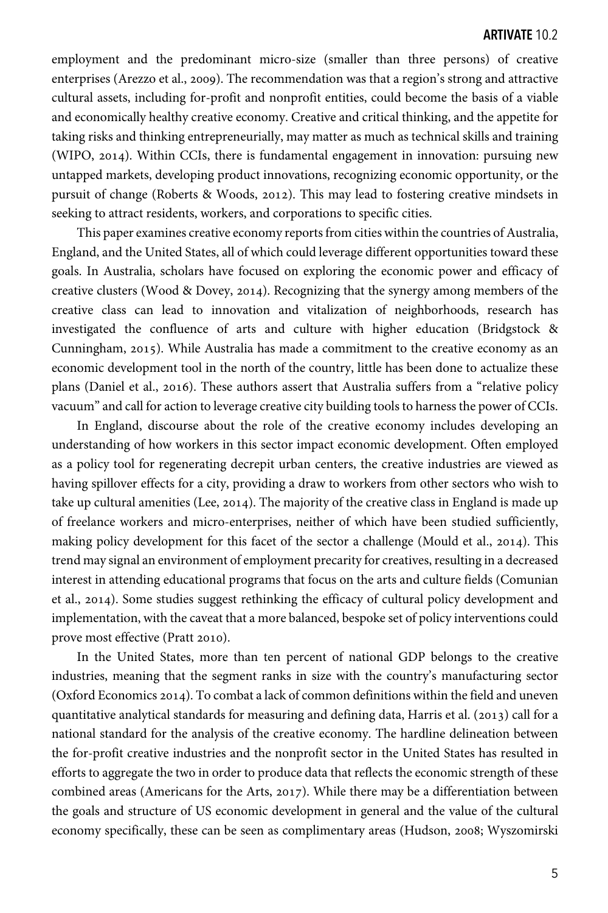employment and the predominant micro-size (smaller than three persons) of creative enterprises (Arezzo et al., 2009). The recommendation was that a region's strong and attractive cultural assets, including for-profit and nonprofit entities, could become the basis of a viable and economically healthy creative economy. Creative and critical thinking, and the appetite for taking risks and thinking entrepreneurially, may matter as much as technical skills and training (WIPO, 2014). Within CCIs, there is fundamental engagement in innovation: pursuing new untapped markets, developing product innovations, recognizing economic opportunity, or the pursuit of change (Roberts & Woods, 2012). This may lead to fostering creative mindsets in seeking to attract residents, workers, and corporations to specific cities.

This paper examines creative economy reports from cities within the countries of Australia, England, and the United States, all of which could leverage different opportunities toward these goals. In Australia, scholars have focused on exploring the economic power and efficacy of creative clusters (Wood & Dovey, 2014). Recognizing that the synergy among members of the creative class can lead to innovation and vitalization of neighborhoods, research has investigated the confluence of arts and culture with higher education (Bridgstock & Cunningham, 2015). While Australia has made a commitment to the creative economy as an economic development tool in the north of the country, little has been done to actualize these plans (Daniel et al., 2016). These authors assert that Australia suffers from a "relative policy vacuum" and call for action to leverage creative city building tools to harness the power of CCIs.

In England, discourse about the role of the creative economy includes developing an understanding of how workers in this sector impact economic development. Often employed as a policy tool for regenerating decrepit urban centers, the creative industries are viewed as having spillover effects for a city, providing a draw to workers from other sectors who wish to take up cultural amenities (Lee, 2014). The majority of the creative class in England is made up of freelance workers and micro-enterprises, neither of which have been studied sufficiently, making policy development for this facet of the sector a challenge (Mould et al., 2014). This trend may signal an environment of employment precarity for creatives, resulting in a decreased interest in attending educational programs that focus on the arts and culture fields (Comunian et al., 2014). Some studies suggest rethinking the efficacy of cultural policy development and implementation, with the caveat that a more balanced, bespoke set of policy interventions could prove most effective (Pratt 2010).

In the United States, more than ten percent of national GDP belongs to the creative industries, meaning that the segment ranks in size with the country's manufacturing sector (Oxford Economics 2014). To combat a lack of common definitions within the field and uneven quantitative analytical standards for measuring and defining data, Harris et al. (2013) call for a national standard for the analysis of the creative economy. The hardline delineation between the for-profit creative industries and the nonprofit sector in the United States has resulted in efforts to aggregate the two in order to produce data that reflects the economic strength of these combined areas (Americans for the Arts, 2017). While there may be a differentiation between the goals and structure of US economic development in general and the value of the cultural economy specifically, these can be seen as complimentary areas (Hudson, 2008; Wyszomirski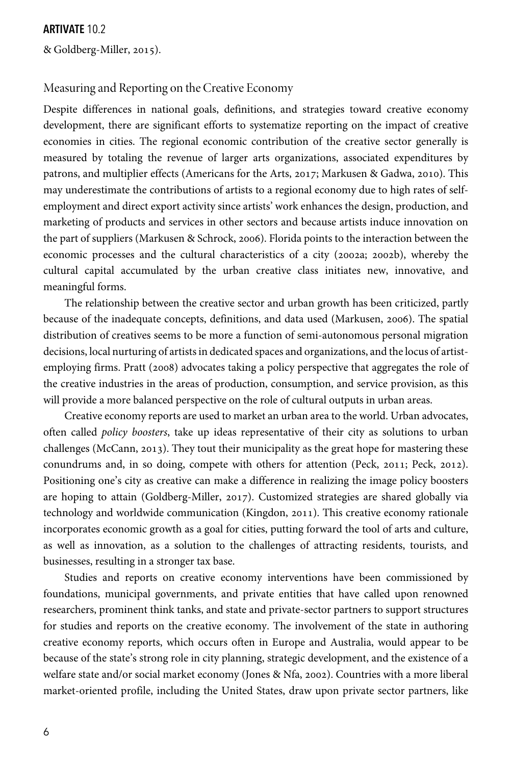& Goldberg-Miller, 2015).

## Measuring and Reporting on the Creative Economy

Despite differences in national goals, definitions, and strategies toward creative economy development, there are significant efforts to systematize reporting on the impact of creative economies in cities. The regional economic contribution of the creative sector generally is measured by totaling the revenue of larger arts organizations, associated expenditures by patrons, and multiplier effects (Americans for the Arts, 2017; Markusen & Gadwa, 2010). This may underestimate the contributions of artists to a regional economy due to high rates of self-employment and direct export activity since artists' work enhances the design, production, and marketing of products and services in other sectors and because artists induce innovation on the part of suppliers (Markusen & Schrock, 2006). Florida points to the interaction between the economic processes and the cultural characteristics of a city (2002a; 2002b), whereby the cultural capital accumulated by the urban creative class initiates new, innovative, and meaningful forms.

The relationship between the creative sector and urban growth has been criticized, partly because of the inadequate concepts, definitions, and data used (Markusen, 2006). The spatial distribution of creatives seems to be more a function of semi-autonomous personal migration decisions, local nurturing of artists in dedicated spaces and organizations, and the locus of artist-employing firms. Pratt (2008) advocates taking a policy perspective that aggregates the role of the creative industries in the areas of production, consumption, and service provision, as this will provide a more balanced perspective on the role of cultural outputs in urban areas.

Creative economy reports are used to market an urban area to the world. Urban advocates, often called *policy boosters*, take up ideas representative of their city as solutions to urban challenges (McCann, 2013). They tout their municipality as the great hope for mastering these conundrums and, in so doing, compete with others for attention (Peck, 2011; Peck, 2012). Positioning one's city as creative can make a difference in realizing the image policy boosters are hoping to attain (Goldberg-Miller, 2017). Customized strategies are shared globally via technology and worldwide communication (Kingdon, 2011). This creative economy rationale incorporates economic growth as a goal for cities, putting forward the tool of arts and culture, as well as innovation, as a solution to the challenges of attracting residents, tourists, and businesses, resulting in a stronger tax base.

Studies and reports on creative economy interventions have been commissioned by foundations, municipal governments, and private entities that have called upon renowned researchers, prominent think tanks, and state and private-sector partners to support structures for studies and reports on the creative economy. The involvement of the state in authoring creative economy reports, which occurs often in Europe and Australia, would appear to be because of the state's strong role in city planning, strategic development, and the existence of a welfare state and/or social market economy (Jones & Nfa, 2002). Countries with a more liberal market-oriented profile, including the United States, draw upon private sector partners, like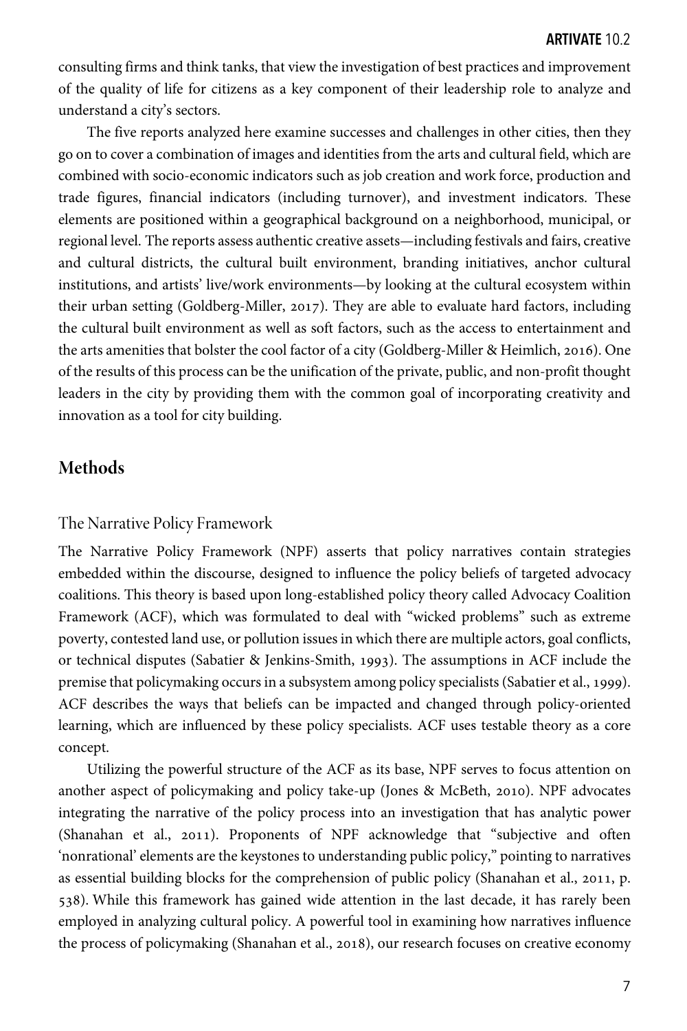consulting firms and think tanks, that view the investigation of best practices and improvement of the quality of life for citizens as a key component of their leadership role to analyze and understand a city's sectors.

The five reports analyzed here examine successes and challenges in other cities, then they go on to cover a combination of images and identities from the arts and cultural field, which are combined with socio-economic indicators such as job creation and work force, production and trade figures, financial indicators (including turnover), and investment indicators. These elements are positioned within a geographical background on a neighborhood, municipal, or regional level. The reports assess authentic creative assets—including festivals and fairs, creative and cultural districts, the cultural built environment, branding initiatives, anchor cultural institutions, and artists' live/work environments—by looking at the cultural ecosystem within their urban setting (Goldberg-Miller, 2017). They are able to evaluate hard factors, including the cultural built environment as well as soft factors, such as the access to entertainment and the arts amenities that bolster the cool factor of a city (Goldberg-Miller & Heimlich, 2016). One of the results of this process can be the unification of the private, public, and non-profit thought leaders in the city by providing them with the common goal of incorporating creativity and innovation as a tool for city building.

## Methods

### The Narrative Policy Framework

The Narrative Policy Framework (NPF) asserts that policy narratives contain strategies embedded within the discourse, designed to influence the policy beliefs of targeted advocacy coalitions. This theory is based upon long-established policy theory called Advocacy Coalition Framework (ACF), which was formulated to deal with "wicked problems" such as extreme poverty, contested land use, or pollution issues in which there are multiple actors, goal conflicts, or technical disputes (Sabatier & Jenkins-Smith, 1993). The assumptions in ACF include the premise that policymaking occurs in a subsystem among policy specialists (Sabatier et al., 1999). ACF describes the ways that beliefs can be impacted and changed through policy-oriented learning, which are influenced by these policy specialists. ACF uses testable theory as a core concept.

Utilizing the powerful structure of the ACF as its base, NPF serves to focus attention on another aspect of policymaking and policy take-up (Jones & McBeth, 2010). NPF advocates integrating the narrative of the policy process into an investigation that has analytic power (Shanahan et al., 2011). Proponents of NPF acknowledge that "subjective and often 'nonrational' elements are the keystones to understanding public policy," pointing to narratives as essential building blocks for the comprehension of public policy (Shanahan et al., 2011, p. 538). While this framework has gained wide attention in the last decade, it has rarely been employed in analyzing cultural policy. A powerful tool in examining how narratives influence the process of policymaking (Shanahan et al., 2018), our research focuses on creative economy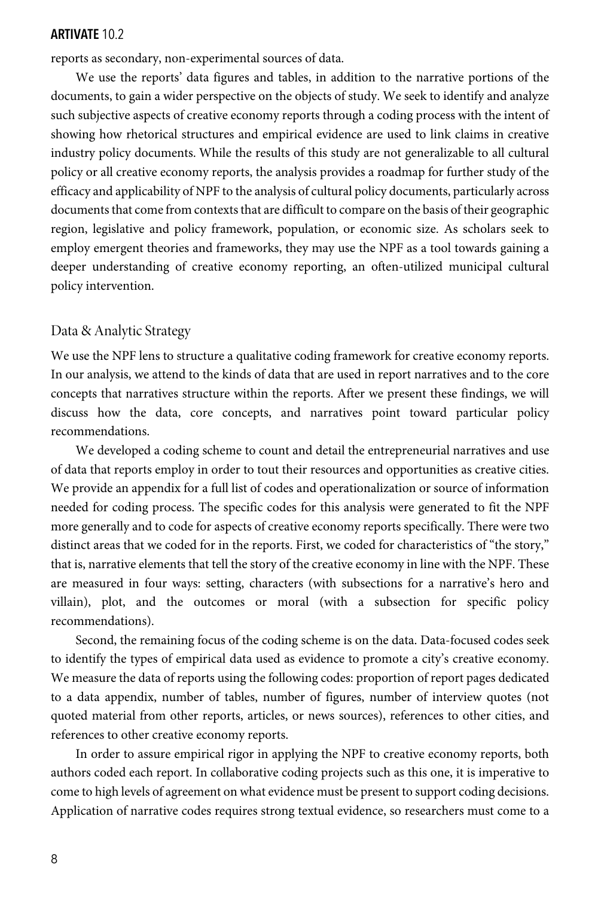reports as secondary, non-experimental sources of data.

We use the reports' data figures and tables, in addition to the narrative portions of the documents, to gain a wider perspective on the objects of study. We seek to identify and analyze such subjective aspects of creative economy reports through a coding process with the intent of showing how rhetorical structures and empirical evidence are used to link claims in creative industry policy documents. While the results of this study are not generalizable to all cultural policy or all creative economy reports, the analysis provides a roadmap for further study of the efficacy and applicability of NPF to the analysis of cultural policy documents, particularly across documents that come from contexts that are difficult to compare on the basis of their geographic region, legislative and policy framework, population, or economic size. As scholars seek to employ emergent theories and frameworks, they may use the NPF as a tool towards gaining a deeper understanding of creative economy reporting, an often-utilized municipal cultural policy intervention.

## Data & Analytic Strategy

We use the NPF lens to structure a qualitative coding framework for creative economy reports. In our analysis, we attend to the kinds of data that are used in report narratives and to the core concepts that narratives structure within the reports. After we present these findings, we will discuss how the data, core concepts, and narratives point toward particular policy recommendations.

We developed a coding scheme to count and detail the entrepreneurial narratives and use of data that reports employ in order to tout their resources and opportunities as creative cities. We provide an appendix for a full list of codes and operationalization or source of information needed for coding process. The specific codes for this analysis were generated to fit the NPF more generally and to code for aspects of creative economy reports specifically. There were two distinct areas that we coded for in the reports. First, we coded for characteristics of "the story," that is, narrative elements that tell the story of the creative economy in line with the NPF. These are measured in four ways: setting, characters (with subsections for a narrative's hero and villain), plot, and the outcomes or moral (with a subsection for specific policy recommendations).

Second, the remaining focus of the coding scheme is on the data. Data-focused codes seek to identify the types of empirical data used as evidence to promote a city's creative economy. We measure the data of reports using the following codes: proportion of report pages dedicated to a data appendix, number of tables, number of figures, number of interview quotes (not quoted material from other reports, articles, or news sources), references to other cities, and references to other creative economy reports.

In order to assure empirical rigor in applying the NPF to creative economy reports, both authors coded each report. In collaborative coding projects such as this one, it is imperative to come to high levels of agreement on what evidence must be present to support coding decisions. Application of narrative codes requires strong textual evidence, so researchers must come to a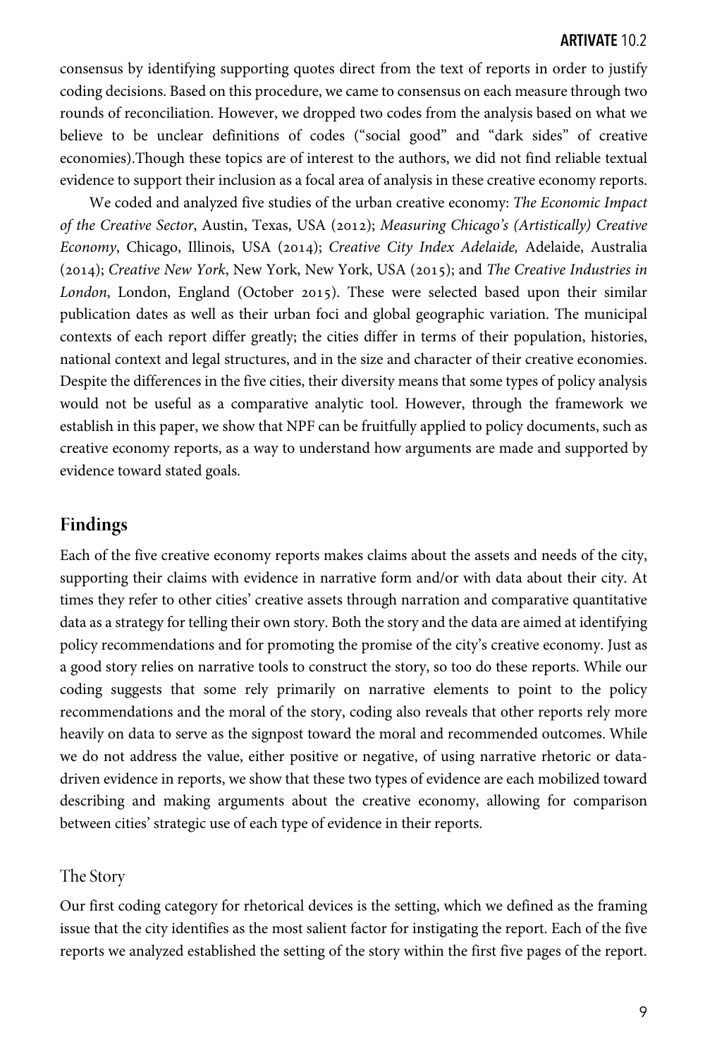consensus by identifying supporting quotes direct from the text of reports in order to justify coding decisions. Based on this procedure, we came to consensus on each measure through two rounds of reconciliation. However, we dropped two codes from the analysis based on what we believe to be unclear definitions of codes ("social good" and "dark sides" of creative economies).Though these topics are of interest to the authors, we did not find reliable textual evidence to support their inclusion as a focal area of analysis in these creative economy reports.

We coded and analyzed five studies of the urban creative economy: *The Economic Impact of the Creative Sector*, Austin, Texas, USA (2012); *Measuring Chicago's (Artistically) Creative Economy*, Chicago, Illinois, USA (2014); *Creative City Index Adelaide,* Adelaide, Australia (2014); *Creative New York*, New York, New York, USA (2015); and *The Creative Industries in London*, London, England (October 2015). These were selected based upon their similar publication dates as well as their urban foci and global geographic variation. The municipal contexts of each report differ greatly; the cities differ in terms of their population, histories, national context and legal structures, and in the size and character of their creative economies. Despite the differences in the five cities, their diversity means that some types of policy analysis would not be useful as a comparative analytic tool. However, through the framework we establish in this paper, we show that NPF can be fruitfully applied to policy documents, such as creative economy reports, as a way to understand how arguments are made and supported by evidence toward stated goals.

## Findings

Each of the five creative economy reports makes claims about the assets and needs of the city, supporting their claims with evidence in narrative form and/or with data about their city. At times they refer to other cities' creative assets through narration and comparative quantitative data as a strategy for telling their own story. Both the story and the data are aimed at identifying policy recommendations and for promoting the promise of the city's creative economy. Just as a good story relies on narrative tools to construct the story, so too do these reports. While our coding suggests that some rely primarily on narrative elements to point to the policy recommendations and the moral of the story, coding also reveals that other reports rely more heavily on data to serve as the signpost toward the moral and recommended outcomes. While we do not address the value, either positive or negative, of using narrative rhetoric or data-driven evidence in reports, we show that these two types of evidence are each mobilized toward describing and making arguments about the creative economy, allowing for comparison between cities' strategic use of each type of evidence in their reports.

### The Story

Our first coding category for rhetorical devices is the setting, which we defined as the framing issue that the city identifies as the most salient factor for instigating the report. Each of the five reports we analyzed established the setting of the story within the first five pages of the report.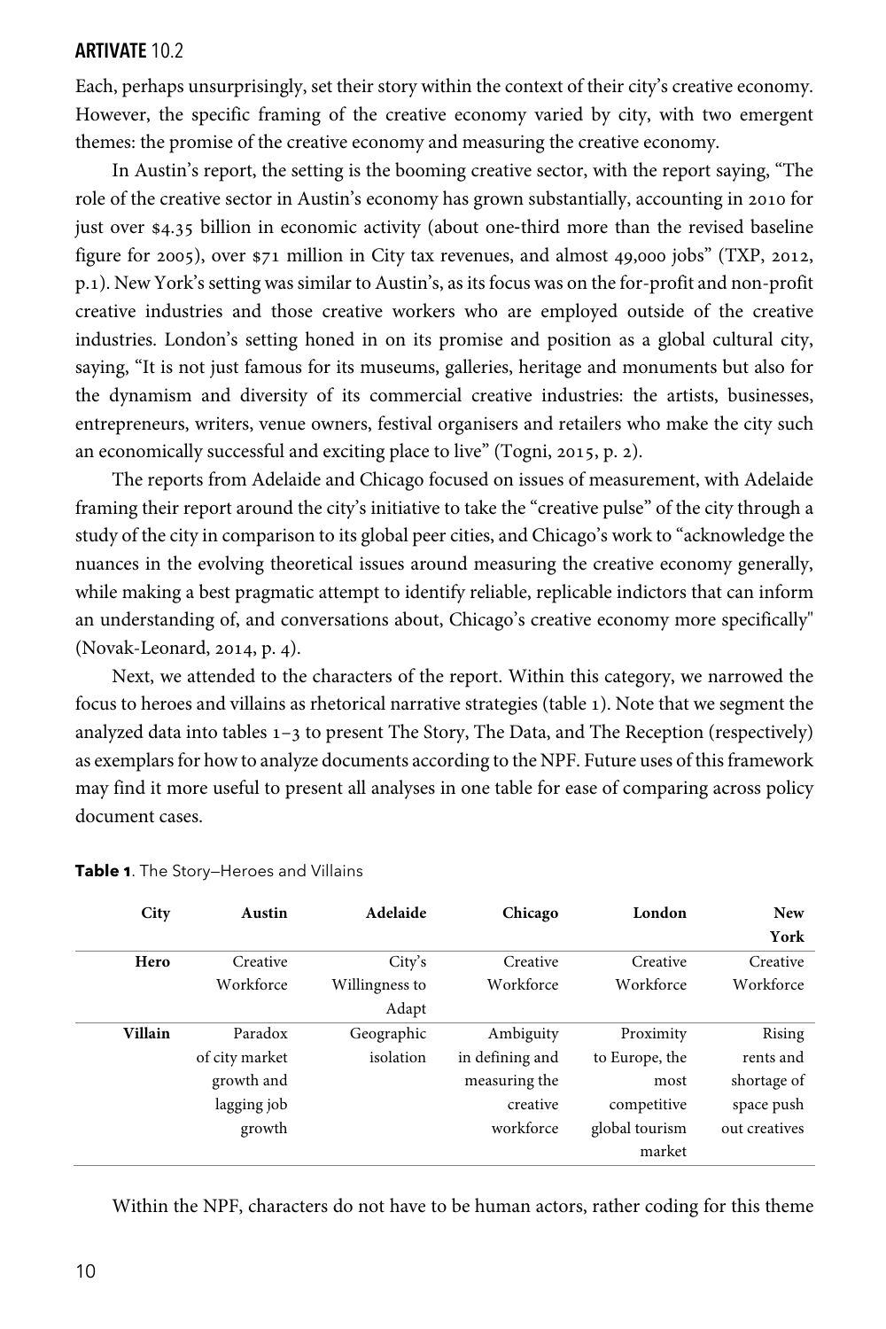Each, perhaps unsurprisingly, set their story within the context of their city's creative economy. However, the specific framing of the creative economy varied by city, with two emergent themes: the promise of the creative economy and measuring the creative economy.

In Austin's report, the setting is the booming creative sector, with the report saying, "The role of the creative sector in Austin's economy has grown substantially, accounting in 2010 for just over $4.35 billion in economic activity (about one-third more than the revised baseline figure for 2005), over $71 million in City tax revenues, and almost 49,000 jobs" (TXP, 2012, p.1). New York's setting was similar to Austin's, as its focus was on the for-profit and non-profit creative industries and those creative workers who are employed outside of the creative industries. London's setting honed in on its promise and position as a global cultural city, saying, "It is not just famous for its museums, galleries, heritage and monuments but also for the dynamism and diversity of its commercial creative industries: the artists, businesses, entrepreneurs, writers, venue owners, festival organisers and retailers who make the city such an economically successful and exciting place to live" (Togni, 2015, p. 2).

The reports from Adelaide and Chicago focused on issues of measurement, with Adelaide framing their report around the city's initiative to take the "creative pulse" of the city through a study of the city in comparison to its global peer cities, and Chicago's work to "acknowledge the nuances in the evolving theoretical issues around measuring the creative economy generally, while making a best pragmatic attempt to identify reliable, replicable indictors that can inform an understanding of, and conversations about, Chicago's creative economy more specifically" (Novak-Leonard, 2014, p. 4).

Next, we attended to the characters of the report. Within this category, we narrowed the focus to heroes and villains as rhetorical narrative strategies (table 1). Note that we segment the analyzed data into tables 1–3 to present The Story, The Data, and The Reception (respectively) as exemplars for how to analyze documents according to the NPF. Future uses of this framework may find it more useful to present all analyses in one table for ease of comparing across policy document cases.

**Table 1**. The Story–Heroes and Villains

| City | Austin | Adelaide | Chicago | London | New York |
|---|---|---|---|---|---|
| **Hero** | Creative Workforce | City's Willingness to Adapt | Creative Workforce | Creative Workforce | Creative Workforce |
| **Villain** | Paradox of city market growth and lagging job growth | Geographic isolation | Ambiguity in defining and measuring the creative workforce | Proximity to Europe, the most competitive global tourism market | Rising rents and shortage of space push out creatives |

Within the NPF, characters do not have to be human actors, rather coding for this theme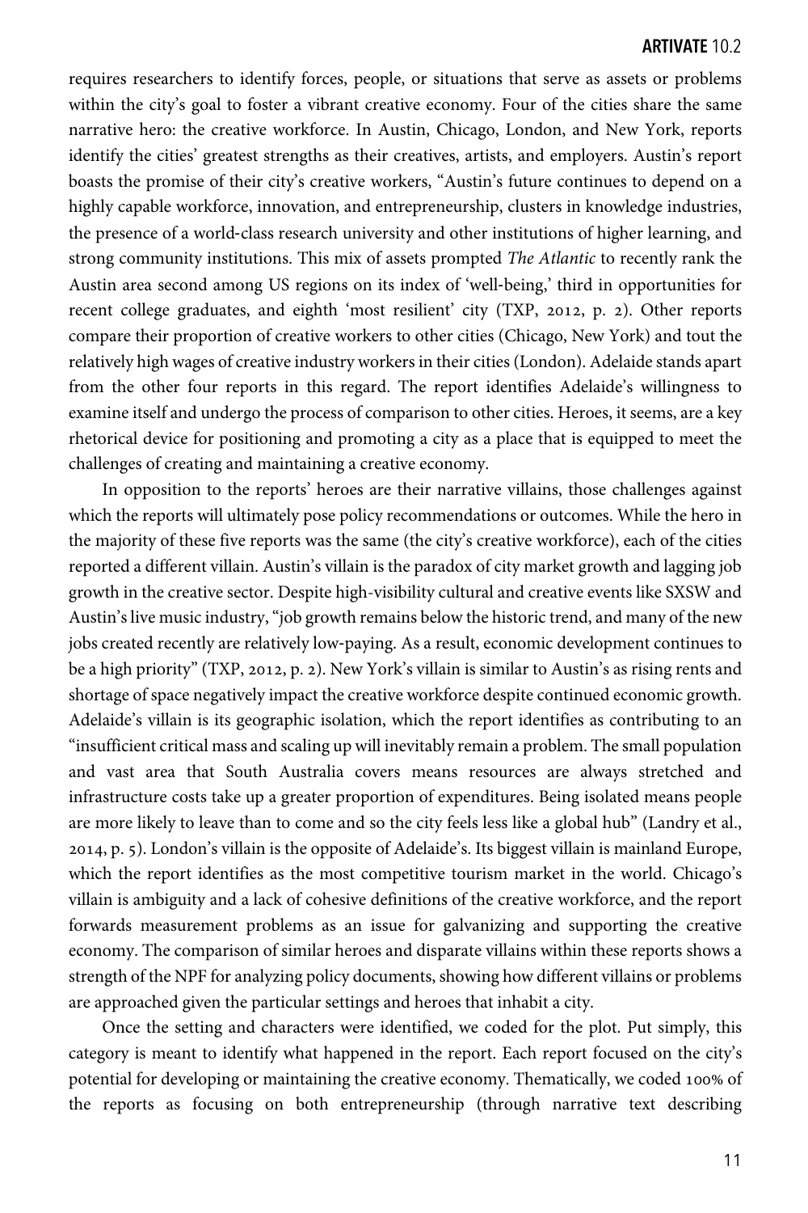requires researchers to identify forces, people, or situations that serve as assets or problems within the city's goal to foster a vibrant creative economy. Four of the cities share the same narrative hero: the creative workforce. In Austin, Chicago, London, and New York, reports identify the cities' greatest strengths as their creatives, artists, and employers. Austin's report boasts the promise of their city's creative workers, "Austin's future continues to depend on a highly capable workforce, innovation, and entrepreneurship, clusters in knowledge industries, the presence of a world-class research university and other institutions of higher learning, and strong community institutions. This mix of assets prompted *The Atlantic* to recently rank the Austin area second among US regions on its index of 'well-being,' third in opportunities for recent college graduates, and eighth 'most resilient' city (TXP, 2012, p. 2). Other reports compare their proportion of creative workers to other cities (Chicago, New York) and tout the relatively high wages of creative industry workers in their cities (London). Adelaide stands apart from the other four reports in this regard. The report identifies Adelaide's willingness to examine itself and undergo the process of comparison to other cities. Heroes, it seems, are a key rhetorical device for positioning and promoting a city as a place that is equipped to meet the challenges of creating and maintaining a creative economy.

In opposition to the reports' heroes are their narrative villains, those challenges against which the reports will ultimately pose policy recommendations or outcomes. While the hero in the majority of these five reports was the same (the city's creative workforce), each of the cities reported a different villain. Austin's villain is the paradox of city market growth and lagging job growth in the creative sector. Despite high-visibility cultural and creative events like SXSW and Austin's live music industry, "job growth remains below the historic trend, and many of the new jobs created recently are relatively low-paying. As a result, economic development continues to be a high priority" (TXP, 2012, p. 2). New York's villain is similar to Austin's as rising rents and shortage of space negatively impact the creative workforce despite continued economic growth. Adelaide's villain is its geographic isolation, which the report identifies as contributing to an "insufficient critical mass and scaling up will inevitably remain a problem. The small population and vast area that South Australia covers means resources are always stretched and infrastructure costs take up a greater proportion of expenditures. Being isolated means people are more likely to leave than to come and so the city feels less like a global hub" (Landry et al., 2014, p. 5). London's villain is the opposite of Adelaide's. Its biggest villain is mainland Europe, which the report identifies as the most competitive tourism market in the world. Chicago's villain is ambiguity and a lack of cohesive definitions of the creative workforce, and the report forwards measurement problems as an issue for galvanizing and supporting the creative economy. The comparison of similar heroes and disparate villains within these reports shows a strength of the NPF for analyzing policy documents, showing how different villains or problems are approached given the particular settings and heroes that inhabit a city.

Once the setting and characters were identified, we coded for the plot. Put simply, this category is meant to identify what happened in the report. Each report focused on the city's potential for developing or maintaining the creative economy. Thematically, we coded 100% of the reports as focusing on both entrepreneurship (through narrative text describing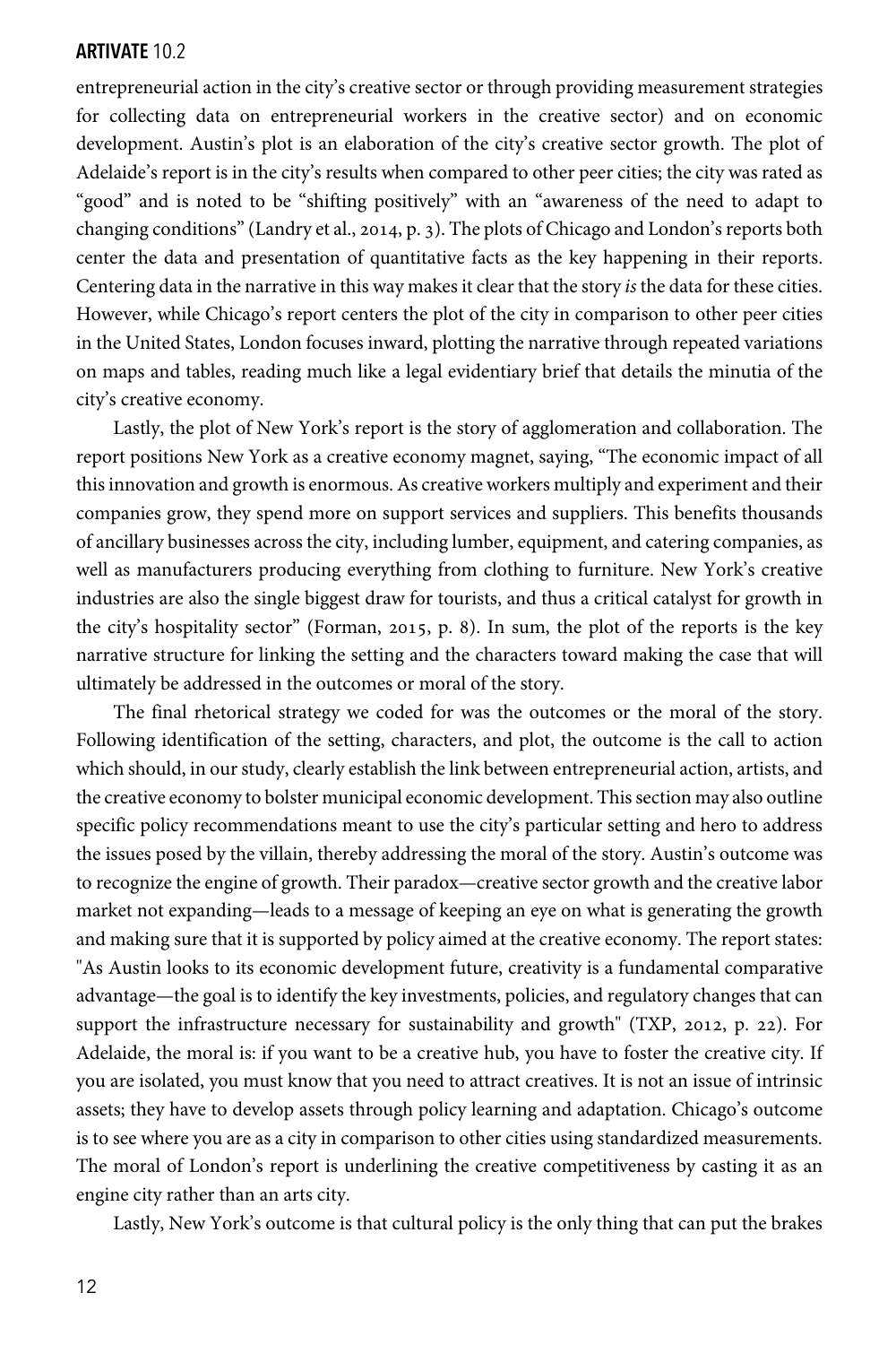entrepreneurial action in the city's creative sector or through providing measurement strategies for collecting data on entrepreneurial workers in the creative sector) and on economic development. Austin's plot is an elaboration of the city's creative sector growth. The plot of Adelaide's report is in the city's results when compared to other peer cities; the city was rated as "good" and is noted to be "shifting positively" with an "awareness of the need to adapt to changing conditions" (Landry et al., 2014, p. 3). The plots of Chicago and London's reports both center the data and presentation of quantitative facts as the key happening in their reports. Centering data in the narrative in this way makes it clear that the story *is* the data for these cities. However, while Chicago's report centers the plot of the city in comparison to other peer cities in the United States, London focuses inward, plotting the narrative through repeated variations on maps and tables, reading much like a legal evidentiary brief that details the minutia of the city's creative economy.

Lastly, the plot of New York's report is the story of agglomeration and collaboration. The report positions New York as a creative economy magnet, saying, "The economic impact of all this innovation and growth is enormous. As creative workers multiply and experiment and their companies grow, they spend more on support services and suppliers. This benefits thousands of ancillary businesses across the city, including lumber, equipment, and catering companies, as well as manufacturers producing everything from clothing to furniture. New York's creative industries are also the single biggest draw for tourists, and thus a critical catalyst for growth in the city's hospitality sector" (Forman, 2015, p. 8). In sum, the plot of the reports is the key narrative structure for linking the setting and the characters toward making the case that will ultimately be addressed in the outcomes or moral of the story.

The final rhetorical strategy we coded for was the outcomes or the moral of the story. Following identification of the setting, characters, and plot, the outcome is the call to action which should, in our study, clearly establish the link between entrepreneurial action, artists, and the creative economy to bolster municipal economic development. This section may also outline specific policy recommendations meant to use the city's particular setting and hero to address the issues posed by the villain, thereby addressing the moral of the story. Austin's outcome was to recognize the engine of growth. Their paradox—creative sector growth and the creative labor market not expanding—leads to a message of keeping an eye on what is generating the growth and making sure that it is supported by policy aimed at the creative economy. The report states: "As Austin looks to its economic development future, creativity is a fundamental comparative advantage—the goal is to identify the key investments, policies, and regulatory changes that can support the infrastructure necessary for sustainability and growth" (TXP, 2012, p. 22). For Adelaide, the moral is: if you want to be a creative hub, you have to foster the creative city. If you are isolated, you must know that you need to attract creatives. It is not an issue of intrinsic assets; they have to develop assets through policy learning and adaptation. Chicago's outcome is to see where you are as a city in comparison to other cities using standardized measurements. The moral of London's report is underlining the creative competitiveness by casting it as an engine city rather than an arts city.

Lastly, New York's outcome is that cultural policy is the only thing that can put the brakes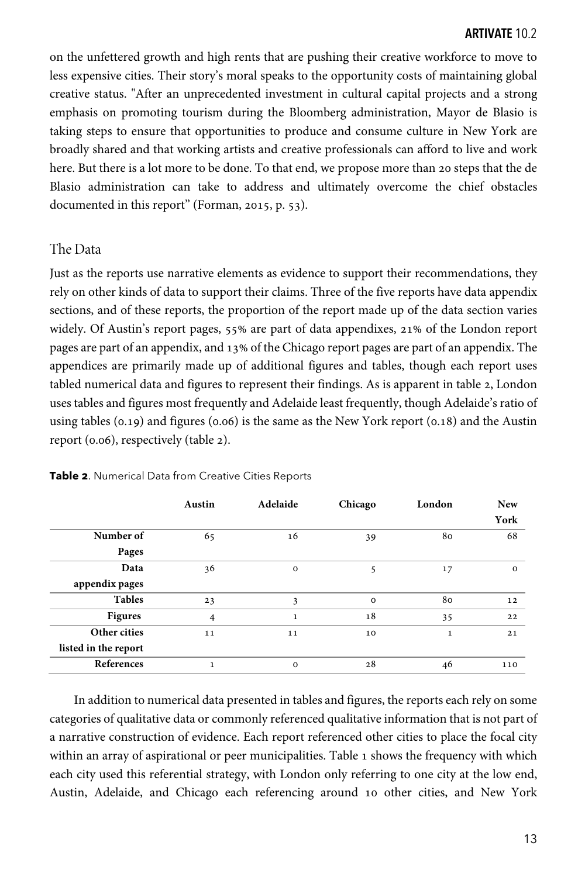on the unfettered growth and high rents that are pushing their creative workforce to move to less expensive cities. Their story's moral speaks to the opportunity costs of maintaining global creative status. "After an unprecedented investment in cultural capital projects and a strong emphasis on promoting tourism during the Bloomberg administration, Mayor de Blasio is taking steps to ensure that opportunities to produce and consume culture in New York are broadly shared and that working artists and creative professionals can afford to live and work here. But there is a lot more to be done. To that end, we propose more than 20 steps that the de Blasio administration can take to address and ultimately overcome the chief obstacles documented in this report" (Forman, 2015, p. 53).

## The Data

Just as the reports use narrative elements as evidence to support their recommendations, they rely on other kinds of data to support their claims. Three of the five reports have data appendix sections, and of these reports, the proportion of the report made up of the data section varies widely. Of Austin's report pages, 55% are part of data appendixes, 21% of the London report pages are part of an appendix, and 13% of the Chicago report pages are part of an appendix. The appendices are primarily made up of additional figures and tables, though each report uses tabled numerical data and figures to represent their findings. As is apparent in table 2, London uses tables and figures most frequently and Adelaide least frequently, though Adelaide's ratio of using tables (0.19) and figures (0.06) is the same as the New York report (0.18) and the Austin report (0.06), respectively (table 2).

**Table 2**. Numerical Data from Creative Cities Reports

| | Austin | Adelaide | Chicago | London | New York |
|---|---|---|---|---|---|
| Number of Pages | 65 | 16 | 39 | 80 | 68 |
| Data appendix pages | 36 | 0 | 5 | 17 | 0 |
| Tables | 23 | 3 | 0 | 80 | 12 |
| Figures | 4 | 1 | 18 | 35 | 22 |
| Other cities listed in the report | 11 | 11 | 10 | 1 | 21 |
| References | 1 | 0 | 28 | 46 | 110 |

In addition to numerical data presented in tables and figures, the reports each rely on some categories of qualitative data or commonly referenced qualitative information that is not part of a narrative construction of evidence. Each report referenced other cities to place the focal city within an array of aspirational or peer municipalities. Table 1 shows the frequency with which each city used this referential strategy, with London only referring to one city at the low end, Austin, Adelaide, and Chicago each referencing around 10 other cities, and New York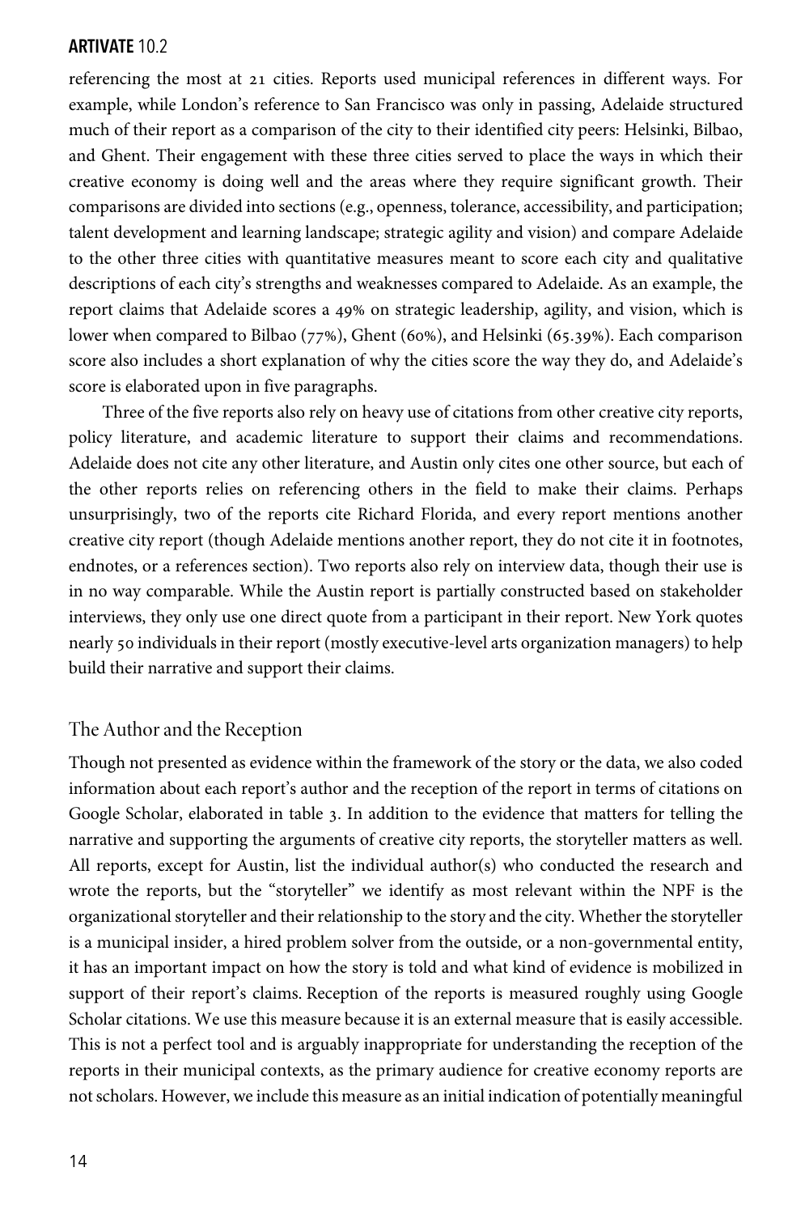referencing the most at 21 cities. Reports used municipal references in different ways. For example, while London's reference to San Francisco was only in passing, Adelaide structured much of their report as a comparison of the city to their identified city peers: Helsinki, Bilbao, and Ghent. Their engagement with these three cities served to place the ways in which their creative economy is doing well and the areas where they require significant growth. Their comparisons are divided into sections (e.g., openness, tolerance, accessibility, and participation; talent development and learning landscape; strategic agility and vision) and compare Adelaide to the other three cities with quantitative measures meant to score each city and qualitative descriptions of each city's strengths and weaknesses compared to Adelaide. As an example, the report claims that Adelaide scores a 49% on strategic leadership, agility, and vision, which is lower when compared to Bilbao (77%), Ghent (60%), and Helsinki (65.39%). Each comparison score also includes a short explanation of why the cities score the way they do, and Adelaide's score is elaborated upon in five paragraphs.

Three of the five reports also rely on heavy use of citations from other creative city reports, policy literature, and academic literature to support their claims and recommendations. Adelaide does not cite any other literature, and Austin only cites one other source, but each of the other reports relies on referencing others in the field to make their claims. Perhaps unsurprisingly, two of the reports cite Richard Florida, and every report mentions another creative city report (though Adelaide mentions another report, they do not cite it in footnotes, endnotes, or a references section). Two reports also rely on interview data, though their use is in no way comparable. While the Austin report is partially constructed based on stakeholder interviews, they only use one direct quote from a participant in their report. New York quotes nearly 50 individuals in their report (mostly executive-level arts organization managers) to help build their narrative and support their claims.

## The Author and the Reception

Though not presented as evidence within the framework of the story or the data, we also coded information about each report's author and the reception of the report in terms of citations on Google Scholar, elaborated in table 3. In addition to the evidence that matters for telling the narrative and supporting the arguments of creative city reports, the storyteller matters as well. All reports, except for Austin, list the individual author(s) who conducted the research and wrote the reports, but the "storyteller" we identify as most relevant within the NPF is the organizational storyteller and their relationship to the story and the city. Whether the storyteller is a municipal insider, a hired problem solver from the outside, or a non-governmental entity, it has an important impact on how the story is told and what kind of evidence is mobilized in support of their report's claims. Reception of the reports is measured roughly using Google Scholar citations. We use this measure because it is an external measure that is easily accessible. This is not a perfect tool and is arguably inappropriate for understanding the reception of the reports in their municipal contexts, as the primary audience for creative economy reports are not scholars. However, we include this measure as an initial indication of potentially meaningful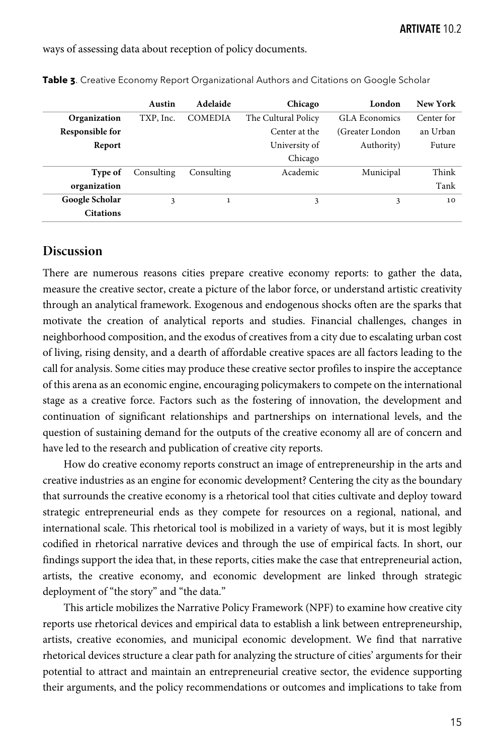ways of assessing data about reception of policy documents.

**Table 3**. Creative Economy Report Organizational Authors and Citations on Google Scholar

| | **Austin** | **Adelaide** | **Chicago** | **London** | **New York** |
|---|---|---|---|---|---|
| **Organization Responsible for Report** | TXP, Inc. | COMEDIA | The Cultural Policy Center at the University of Chicago | GLA Economics (Greater London Authority) | Center for an Urban Future |
| **Type of organization** | Consulting | Consulting | Academic | Municipal | Think Tank |
| **Google Scholar Citations** | 3 | 1 | 3 | 3 | 10 |

## Discussion

There are numerous reasons cities prepare creative economy reports: to gather the data, measure the creative sector, create a picture of the labor force, or understand artistic creativity through an analytical framework. Exogenous and endogenous shocks often are the sparks that motivate the creation of analytical reports and studies. Financial challenges, changes in neighborhood composition, and the exodus of creatives from a city due to escalating urban cost of living, rising density, and a dearth of affordable creative spaces are all factors leading to the call for analysis. Some cities may produce these creative sector profiles to inspire the acceptance of this arena as an economic engine, encouraging policymakers to compete on the international stage as a creative force. Factors such as the fostering of innovation, the development and continuation of significant relationships and partnerships on international levels, and the question of sustaining demand for the outputs of the creative economy all are of concern and have led to the research and publication of creative city reports.

How do creative economy reports construct an image of entrepreneurship in the arts and creative industries as an engine for economic development? Centering the city as the boundary that surrounds the creative economy is a rhetorical tool that cities cultivate and deploy toward strategic entrepreneurial ends as they compete for resources on a regional, national, and international scale. This rhetorical tool is mobilized in a variety of ways, but it is most legibly codified in rhetorical narrative devices and through the use of empirical facts. In short, our findings support the idea that, in these reports, cities make the case that entrepreneurial action, artists, the creative economy, and economic development are linked through strategic deployment of "the story" and "the data."

This article mobilizes the Narrative Policy Framework (NPF) to examine how creative city reports use rhetorical devices and empirical data to establish a link between entrepreneurship, artists, creative economies, and municipal economic development. We find that narrative rhetorical devices structure a clear path for analyzing the structure of cities' arguments for their potential to attract and maintain an entrepreneurial creative sector, the evidence supporting their arguments, and the policy recommendations or outcomes and implications to take from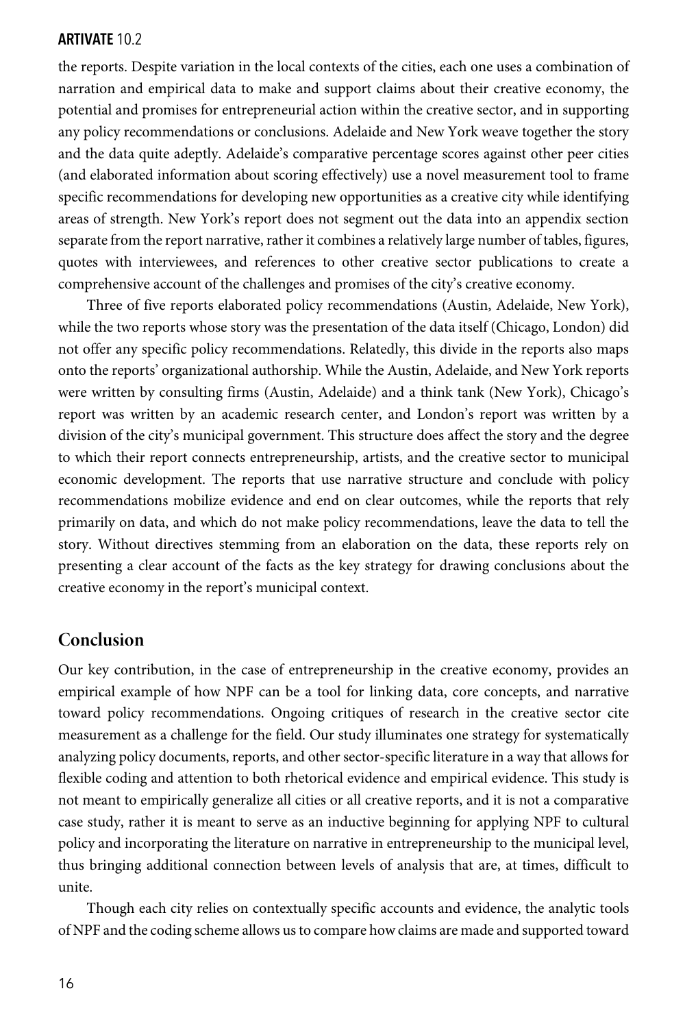the reports. Despite variation in the local contexts of the cities, each one uses a combination of narration and empirical data to make and support claims about their creative economy, the potential and promises for entrepreneurial action within the creative sector, and in supporting any policy recommendations or conclusions. Adelaide and New York weave together the story and the data quite adeptly. Adelaide's comparative percentage scores against other peer cities (and elaborated information about scoring effectively) use a novel measurement tool to frame specific recommendations for developing new opportunities as a creative city while identifying areas of strength. New York's report does not segment out the data into an appendix section separate from the report narrative, rather it combines a relatively large number of tables, figures, quotes with interviewees, and references to other creative sector publications to create a comprehensive account of the challenges and promises of the city's creative economy.

Three of five reports elaborated policy recommendations (Austin, Adelaide, New York), while the two reports whose story was the presentation of the data itself (Chicago, London) did not offer any specific policy recommendations. Relatedly, this divide in the reports also maps onto the reports' organizational authorship. While the Austin, Adelaide, and New York reports were written by consulting firms (Austin, Adelaide) and a think tank (New York), Chicago's report was written by an academic research center, and London's report was written by a division of the city's municipal government. This structure does affect the story and the degree to which their report connects entrepreneurship, artists, and the creative sector to municipal economic development. The reports that use narrative structure and conclude with policy recommendations mobilize evidence and end on clear outcomes, while the reports that rely primarily on data, and which do not make policy recommendations, leave the data to tell the story. Without directives stemming from an elaboration on the data, these reports rely on presenting a clear account of the facts as the key strategy for drawing conclusions about the creative economy in the report's municipal context.

## Conclusion

Our key contribution, in the case of entrepreneurship in the creative economy, provides an empirical example of how NPF can be a tool for linking data, core concepts, and narrative toward policy recommendations. Ongoing critiques of research in the creative sector cite measurement as a challenge for the field. Our study illuminates one strategy for systematically analyzing policy documents, reports, and other sector-specific literature in a way that allows for flexible coding and attention to both rhetorical evidence and empirical evidence. This study is not meant to empirically generalize all cities or all creative reports, and it is not a comparative case study, rather it is meant to serve as an inductive beginning for applying NPF to cultural policy and incorporating the literature on narrative in entrepreneurship to the municipal level, thus bringing additional connection between levels of analysis that are, at times, difficult to unite.

Though each city relies on contextually specific accounts and evidence, the analytic tools of NPF and the coding scheme allows us to compare how claims are made and supported toward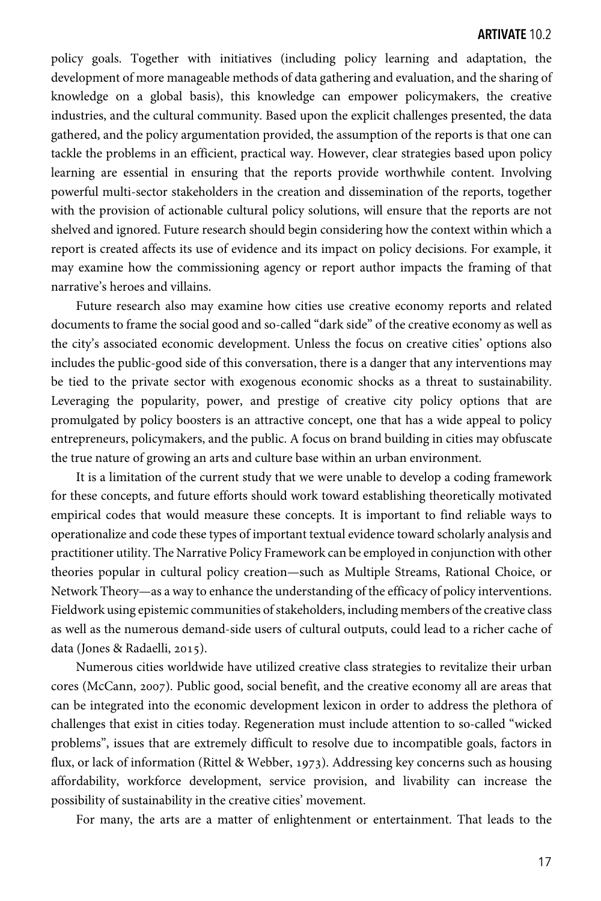policy goals. Together with initiatives (including policy learning and adaptation, the development of more manageable methods of data gathering and evaluation, and the sharing of knowledge on a global basis), this knowledge can empower policymakers, the creative industries, and the cultural community. Based upon the explicit challenges presented, the data gathered, and the policy argumentation provided, the assumption of the reports is that one can tackle the problems in an efficient, practical way. However, clear strategies based upon policy learning are essential in ensuring that the reports provide worthwhile content. Involving powerful multi-sector stakeholders in the creation and dissemination of the reports, together with the provision of actionable cultural policy solutions, will ensure that the reports are not shelved and ignored. Future research should begin considering how the context within which a report is created affects its use of evidence and its impact on policy decisions. For example, it may examine how the commissioning agency or report author impacts the framing of that narrative's heroes and villains.

Future research also may examine how cities use creative economy reports and related documents to frame the social good and so-called "dark side" of the creative economy as well as the city's associated economic development. Unless the focus on creative cities' options also includes the public-good side of this conversation, there is a danger that any interventions may be tied to the private sector with exogenous economic shocks as a threat to sustainability. Leveraging the popularity, power, and prestige of creative city policy options that are promulgated by policy boosters is an attractive concept, one that has a wide appeal to policy entrepreneurs, policymakers, and the public. A focus on brand building in cities may obfuscate the true nature of growing an arts and culture base within an urban environment.

It is a limitation of the current study that we were unable to develop a coding framework for these concepts, and future efforts should work toward establishing theoretically motivated empirical codes that would measure these concepts. It is important to find reliable ways to operationalize and code these types of important textual evidence toward scholarly analysis and practitioner utility. The Narrative Policy Framework can be employed in conjunction with other theories popular in cultural policy creation—such as Multiple Streams, Rational Choice, or Network Theory—as a way to enhance the understanding of the efficacy of policy interventions. Fieldwork using epistemic communities of stakeholders, including members of the creative class as well as the numerous demand-side users of cultural outputs, could lead to a richer cache of data (Jones & Radaelli, 2015).

Numerous cities worldwide have utilized creative class strategies to revitalize their urban cores (McCann, 2007). Public good, social benefit, and the creative economy all are areas that can be integrated into the economic development lexicon in order to address the plethora of challenges that exist in cities today. Regeneration must include attention to so-called "wicked problems", issues that are extremely difficult to resolve due to incompatible goals, factors in flux, or lack of information (Rittel & Webber, 1973). Addressing key concerns such as housing affordability, workforce development, service provision, and livability can increase the possibility of sustainability in the creative cities' movement.

For many, the arts are a matter of enlightenment or entertainment. That leads to the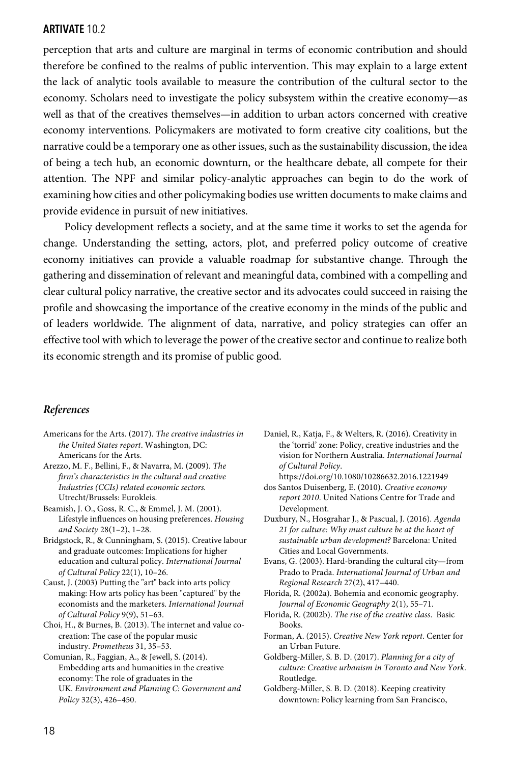perception that arts and culture are marginal in terms of economic contribution and should therefore be confined to the realms of public intervention. This may explain to a large extent the lack of analytic tools available to measure the contribution of the cultural sector to the economy. Scholars need to investigate the policy subsystem within the creative economy—as well as that of the creatives themselves—in addition to urban actors concerned with creative economy interventions. Policymakers are motivated to form creative city coalitions, but the narrative could be a temporary one as other issues, such as the sustainability discussion, the idea of being a tech hub, an economic downturn, or the healthcare debate, all compete for their attention. The NPF and similar policy-analytic approaches can begin to do the work of examining how cities and other policymaking bodies use written documents to make claims and provide evidence in pursuit of new initiatives.

Policy development reflects a society, and at the same time it works to set the agenda for change. Understanding the setting, actors, plot, and preferred policy outcome of creative economy initiatives can provide a valuable roadmap for substantive change. Through the gathering and dissemination of relevant and meaningful data, combined with a compelling and clear cultural policy narrative, the creative sector and its advocates could succeed in raising the profile and showcasing the importance of the creative economy in the minds of the public and of leaders worldwide. The alignment of data, narrative, and policy strategies can offer an effective tool with which to leverage the power of the creative sector and continue to realize both its economic strength and its promise of public good.

## *References*

Americans for the Arts. (2017). *The creative industries in the United States report*. Washington, DC: Americans for the Arts.

Arezzo, M. F., Bellini, F., & Navarra, M. (2009). *The firm's characteristics in the cultural and creative Industries (CCIs) related economic sectors.* Utrecht/Brussels: Eurokleis.

Beamish, J. O., Goss, R. C., & Emmel, J. M. (2001). Lifestyle influences on housing preferences. *Housing and Society* 28(1–2), 1–28.

Bridgstock, R., & Cunningham, S. (2015). Creative labour and graduate outcomes: Implications for higher education and cultural policy. *International Journal of Cultural Policy* 22(1), 10–26.

Caust, J. (2003) Putting the "art" back into arts policy making: How arts policy has been "captured" by the economists and the marketers. *International Journal of Cultural Policy* 9(9), 51–63.

Choi, H., & Burnes, B. (2013). The internet and value co-creation: The case of the popular music industry. *Prometheus* 31, 35–53.

Comunian, R., Faggian, A., & Jewell, S. (2014). Embedding arts and humanities in the creative economy: The role of graduates in the UK. *Environment and Planning C: Government and Policy* 32(3), 426–450.

Daniel, R., Katja, F., & Welters, R. (2016). Creativity in the 'torrid' zone: Policy, creative industries and the vision for Northern Australia. *International Journal of Cultural Policy*. https://doi.org/10.1080/10286632.2016.1221949

dos Santos Duisenberg, E. (2010). *Creative economy report 2010*. United Nations Centre for Trade and Development.

Duxbury, N., Hosgrahar J., & Pascual, J. (2016). *Agenda 21 for culture: Why must culture be at the heart of sustainable urban development?* Barcelona: United Cities and Local Governments.

Evans, G. (2003). Hard-branding the cultural city—from Prado to Prada. *International Journal of Urban and Regional Research* 27(2), 417–440.

Florida, R. (2002a). Bohemia and economic geography. *Journal of Economic Geography* 2(1), 55–71.

Florida, R. (2002b). *The rise of the creative class.* Basic Books.

Forman, A. (2015). *Creative New York report*. Center for an Urban Future.

Goldberg-Miller, S. B. D. (2017). *Planning for a city of culture: Creative urbanism in Toronto and New York*. Routledge.

Goldberg-Miller, S. B. D. (2018). Keeping creativity downtown: Policy learning from San Francisco,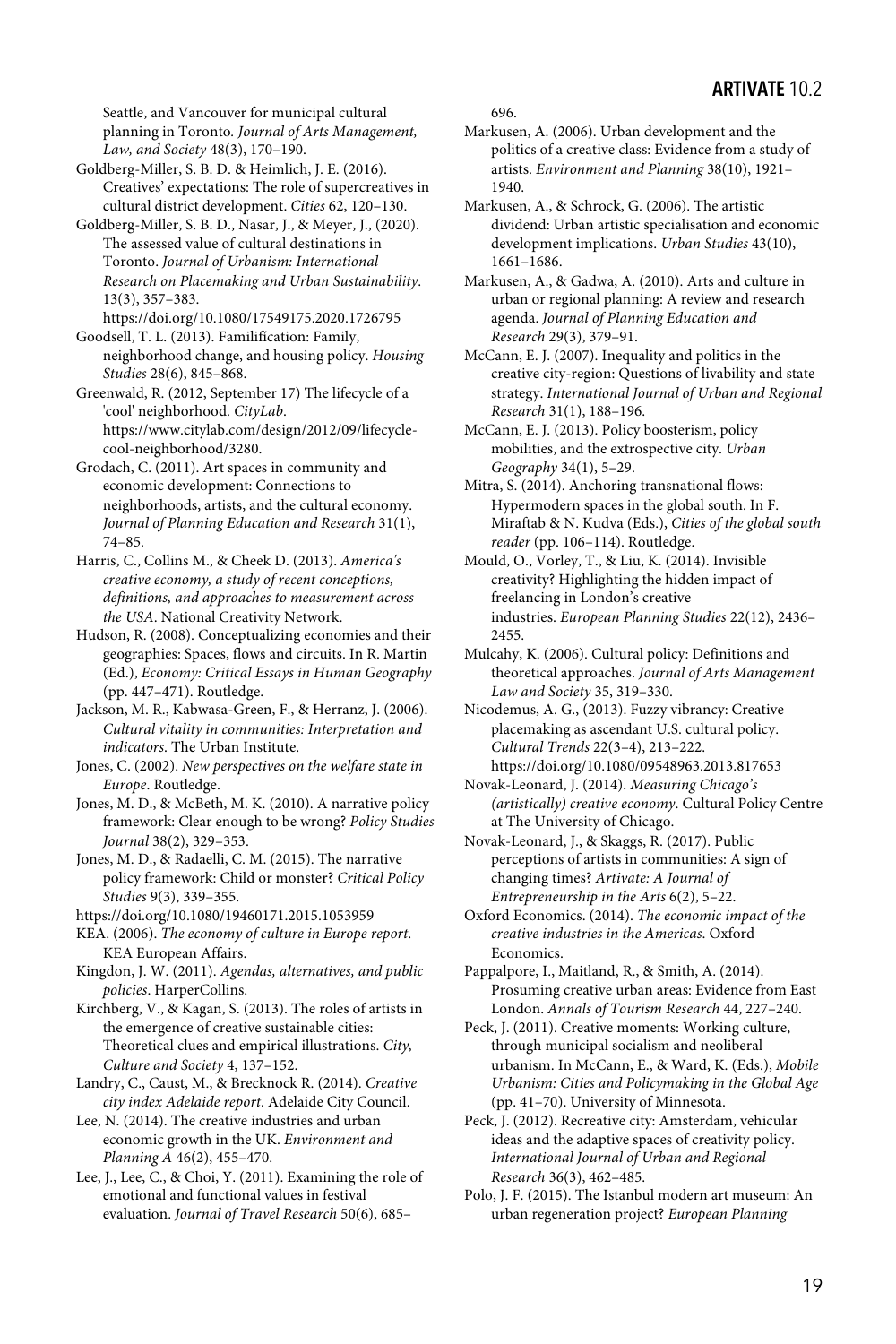Seattle, and Vancouver for municipal cultural planning in Toronto. *Journal of Arts Management, Law, and Society* 48(3), 170–190.

Goldberg-Miller, S. B. D. & Heimlich, J. E. (2016). Creatives' expectations: The role of supercreatives in cultural district development. *Cities* 62, 120–130.

Goldberg-Miller, S. B. D., Nasar, J., & Meyer, J., (2020). The assessed value of cultural destinations in Toronto. *Journal of Urbanism: International Research on Placemaking and Urban Sustainability*. 13(3), 357–383. https://doi.org/10.1080/17549175.2020.1726795

Goodsell, T. L. (2013). Familification: Family, neighborhood change, and housing policy. *Housing Studies* 28(6), 845–868.

Greenwald, R. (2012, September 17) The lifecycle of a 'cool' neighborhood. *CityLab*. https://www.citylab.com/design/2012/09/lifecycle-cool-neighborhood/3280.

Grodach, C. (2011). Art spaces in community and economic development: Connections to neighborhoods, artists, and the cultural economy. *Journal of Planning Education and Research* 31(1), 74–85.

Harris, C., Collins M., & Cheek D. (2013). *America's creative economy, a study of recent conceptions, definitions, and approaches to measurement across the USA*. National Creativity Network.

Hudson, R. (2008). Conceptualizing economies and their geographies: Spaces, flows and circuits. In R. Martin (Ed.), *Economy: Critical Essays in Human Geography* (pp. 447–471). Routledge.

Jackson, M. R., Kabwasa-Green, F., & Herranz, J. (2006). *Cultural vitality in communities: Interpretation and indicators*. The Urban Institute.

Jones, C. (2002). *New perspectives on the welfare state in Europe*. Routledge.

Jones, M. D., & McBeth, M. K. (2010). A narrative policy framework: Clear enough to be wrong? *Policy Studies Journal* 38(2), 329–353.

Jones, M. D., & Radaelli, C. M. (2015). The narrative policy framework: Child or monster? *Critical Policy Studies* 9(3), 339–355.
https://doi.org/10.1080/19460171.2015.1053959

KEA. (2006). *The economy of culture in Europe report*. KEA European Affairs.

Kingdon, J. W. (2011). *Agendas, alternatives, and public policies*. HarperCollins.

Kirchberg, V., & Kagan, S. (2013). The roles of artists in the emergence of creative sustainable cities: Theoretical clues and empirical illustrations. *City, Culture and Society* 4, 137–152.

Landry, C., Caust, M., & Brecknock R. (2014). *Creative city index Adelaide report*. Adelaide City Council.

Lee, N. (2014). The creative industries and urban economic growth in the UK. *Environment and Planning A* 46(2), 455–470.

Lee, J., Lee, C., & Choi, Y. (2011). Examining the role of emotional and functional values in festival evaluation. *Journal of Travel Research* 50(6), 685–696.

Markusen, A. (2006). Urban development and the politics of a creative class: Evidence from a study of artists. *Environment and Planning* 38(10), 1921–1940.

Markusen, A., & Schrock, G. (2006). The artistic dividend: Urban artistic specialisation and economic development implications. *Urban Studies* 43(10), 1661–1686.

Markusen, A., & Gadwa, A. (2010). Arts and culture in urban or regional planning: A review and research agenda. *Journal of Planning Education and Research* 29(3), 379–91.

McCann, E. J. (2007). Inequality and politics in the creative city-region: Questions of livability and state strategy. *International Journal of Urban and Regional Research* 31(1), 188–196.

McCann, E. J. (2013). Policy boosterism, policy mobilities, and the extrospective city. *Urban Geography* 34(1), 5–29.

Mitra, S. (2014). Anchoring transnational flows: Hypermodern spaces in the global south. In F. Miraftab & N. Kudva (Eds.), *Cities of the global south reader* (pp. 106–114). Routledge.

Mould, O., Vorley, T., & Liu, K. (2014). Invisible creativity? Highlighting the hidden impact of freelancing in London's creative industries. *European Planning Studies* 22(12), 2436–2455.

Mulcahy, K. (2006). Cultural policy: Definitions and theoretical approaches. *Journal of Arts Management Law and Society* 35, 319–330.

Nicodemus, A. G., (2013). Fuzzy vibrancy: Creative placemaking as ascendant U.S. cultural policy. *Cultural Trends* 22(3–4), 213–222. https://doi.org/10.1080/09548963.2013.817653

Novak-Leonard, J. (2014). *Measuring Chicago's (artistically) creative economy*. Cultural Policy Centre at The University of Chicago.

Novak-Leonard, J., & Skaggs, R. (2017). Public perceptions of artists in communities: A sign of changing times? *Artivate: A Journal of Entrepreneurship in the Arts* 6(2), 5–22.

Oxford Economics. (2014). *The economic impact of the creative industries in the Americas*. Oxford Economics.

Pappalpore, I., Maitland, R., & Smith, A. (2014). Prosuming creative urban areas: Evidence from East London. *Annals of Tourism Research* 44, 227–240.

Peck, J. (2011). Creative moments: Working culture, through municipal socialism and neoliberal urbanism. In McCann, E., & Ward, K. (Eds.), *Mobile Urbanism: Cities and Policymaking in the Global Age* (pp. 41–70). University of Minnesota.

Peck, J. (2012). Recreative city: Amsterdam, vehicular ideas and the adaptive spaces of creativity policy. *International Journal of Urban and Regional Research* 36(3), 462–485.

Polo, J. F. (2015). The Istanbul modern art museum: An urban regeneration project? *European Planning*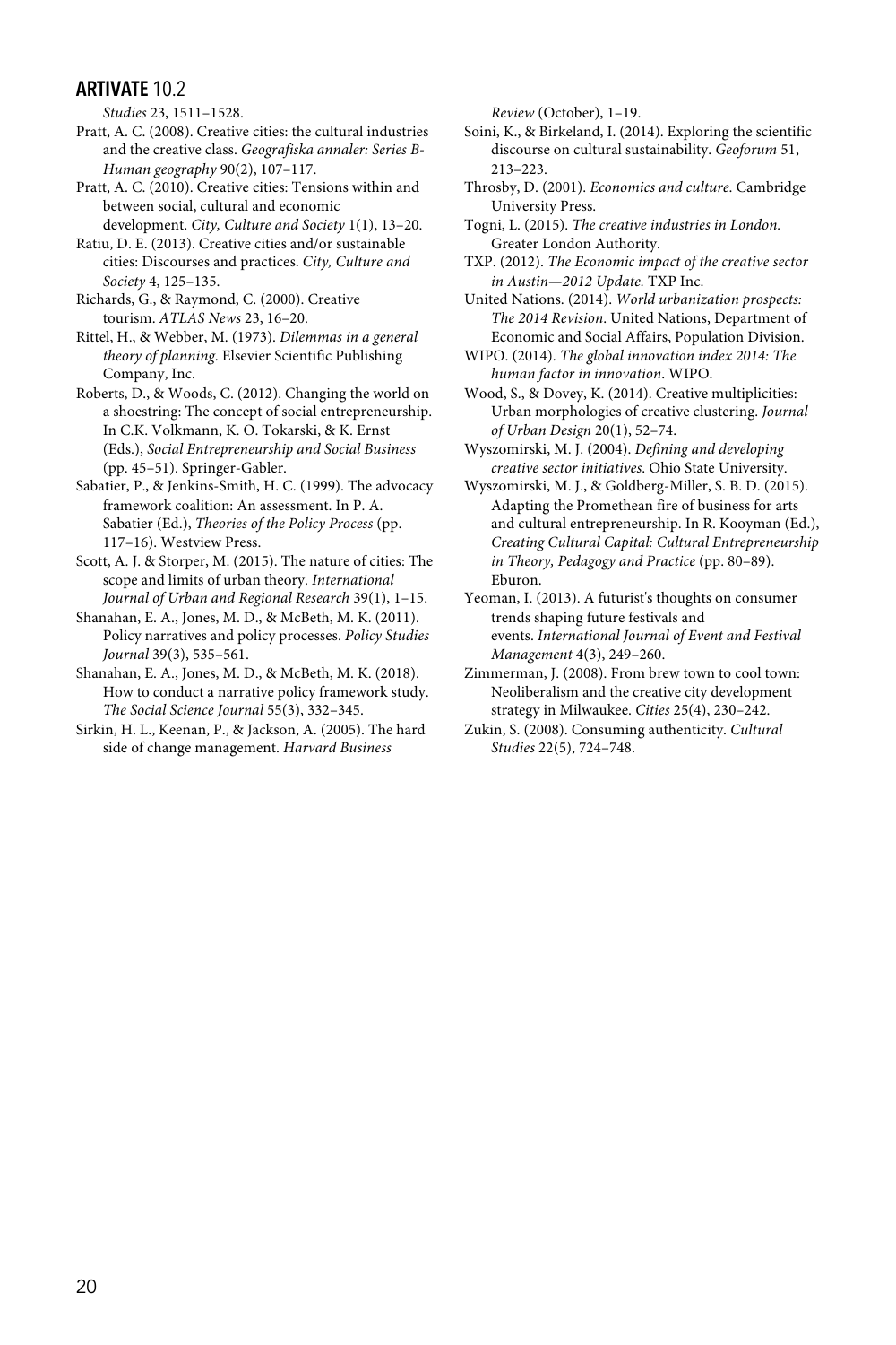*Studies* 23, 1511–1528.

Pratt, A. C. (2008). Creative cities: the cultural industries and the creative class. *Geografiska annaler: Series B-Human geography* 90(2), 107–117.

Pratt, A. C. (2010). Creative cities: Tensions within and between social, cultural and economic development. *City, Culture and Society* 1(1), 13–20.

Ratiu, D. E. (2013). Creative cities and/or sustainable cities: Discourses and practices. *City, Culture and Society* 4, 125–135.

Richards, G., & Raymond, C. (2000). Creative tourism. *ATLAS News* 23, 16–20.

Rittel, H., & Webber, M. (1973). *Dilemmas in a general theory of planning*. Elsevier Scientific Publishing Company, Inc.

Roberts, D., & Woods, C. (2012). Changing the world on a shoestring: The concept of social entrepreneurship. In C.K. Volkmann, K. O. Tokarski, & K. Ernst (Eds.), *Social Entrepreneurship and Social Business* (pp. 45–51). Springer-Gabler.

Sabatier, P., & Jenkins-Smith, H. C. (1999). The advocacy framework coalition: An assessment. In P. A. Sabatier (Ed.), *Theories of the Policy Process* (pp. 117–16). Westview Press.

Scott, A. J. & Storper, M. (2015). The nature of cities: The scope and limits of urban theory. *International Journal of Urban and Regional Research* 39(1), 1–15.

Shanahan, E. A., Jones, M. D., & McBeth, M. K. (2011). Policy narratives and policy processes. *Policy Studies Journal* 39(3), 535–561.

Shanahan, E. A., Jones, M. D., & McBeth, M. K. (2018). How to conduct a narrative policy framework study. *The Social Science Journal* 55(3), 332–345.

Sirkin, H. L., Keenan, P., & Jackson, A. (2005). The hard side of change management. *Harvard Business Review* (October), 1–19.

Soini, K., & Birkeland, I. (2014). Exploring the scientific discourse on cultural sustainability. *Geoforum* 51, 213–223.

Throsby, D. (2001). *Economics and culture*. Cambridge University Press.

Togni, L. (2015). *The creative industries in London.* Greater London Authority.

TXP. (2012). *The Economic impact of the creative sector in Austin—2012 Update.* TXP Inc.

United Nations. (2014). *World urbanization prospects: The 2014 Revision*. United Nations, Department of Economic and Social Affairs, Population Division.

WIPO. (2014). *The global innovation index 2014: The human factor in innovation*. WIPO.

Wood, S., & Dovey, K. (2014). Creative multiplicities: Urban morphologies of creative clustering. *Journal of Urban Design* 20(1), 52–74.

Wyszomirski, M. J. (2004). *Defining and developing creative sector initiatives*. Ohio State University.

Wyszomirski, M. J., & Goldberg-Miller, S. B. D. (2015). Adapting the Promethean fire of business for arts and cultural entrepreneurship. In R. Kooyman (Ed.), *Creating Cultural Capital: Cultural Entrepreneurship in Theory, Pedagogy and Practice* (pp. 80–89). Eburon.

Yeoman, I. (2013). A futurist's thoughts on consumer trends shaping future festivals and events. *International Journal of Event and Festival Management* 4(3), 249–260.

Zimmerman, J. (2008). From brew town to cool town: Neoliberalism and the creative city development strategy in Milwaukee. *Cities* 25(4), 230–242.

Zukin, S. (2008). Consuming authenticity. *Cultural Studies* 22(5), 724–748.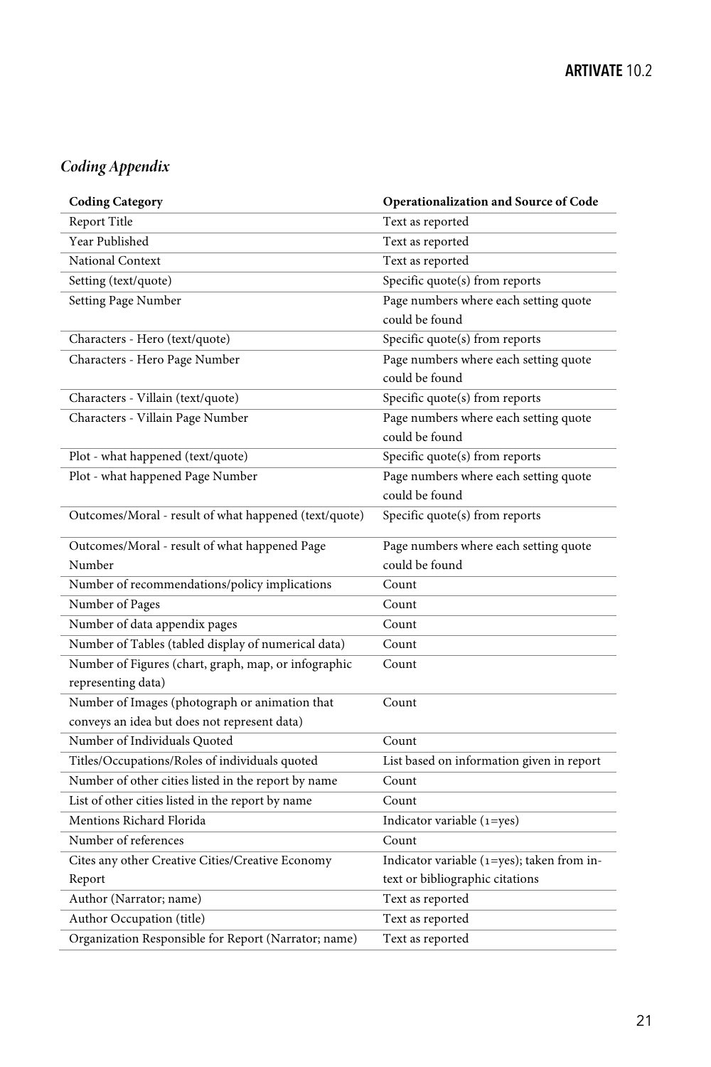### *Coding Appendix*

| Coding Category | Operationalization and Source of Code |
|---|---|
| Report Title | Text as reported |
| Year Published | Text as reported |
| National Context | Text as reported |
| Setting (text/quote) | Specific quote(s) from reports |
| Setting Page Number | Page numbers where each setting quote could be found |
| Characters - Hero (text/quote) | Specific quote(s) from reports |
| Characters - Hero Page Number | Page numbers where each setting quote could be found |
| Characters - Villain (text/quote) | Specific quote(s) from reports |
| Characters - Villain Page Number | Page numbers where each setting quote could be found |
| Plot - what happened (text/quote) | Specific quote(s) from reports |
| Plot - what happened Page Number | Page numbers where each setting quote could be found |
| Outcomes/Moral - result of what happened (text/quote) | Specific quote(s) from reports |
| Outcomes/Moral - result of what happened Page Number | Page numbers where each setting quote could be found |
| Number of recommendations/policy implications | Count |
| Number of Pages | Count |
| Number of data appendix pages | Count |
| Number of Tables (tabled display of numerical data) | Count |
| Number of Figures (chart, graph, map, or infographic representing data) | Count |
| Number of Images (photograph or animation that conveys an idea but does not represent data) | Count |
| Number of Individuals Quoted | Count |
| Titles/Occupations/Roles of individuals quoted | List based on information given in report |
| Number of other cities listed in the report by name | Count |
| List of other cities listed in the report by name | Count |
| Mentions Richard Florida | Indicator variable (1=yes) |
| Number of references | Count |
| Cites any other Creative Cities/Creative Economy Report | Indicator variable (1=yes); taken from in-text or bibliographic citations |
| Author (Narrator; name) | Text as reported |
| Author Occupation (title) | Text as reported |
| Organization Responsible for Report (Narrator; name) | Text as reported |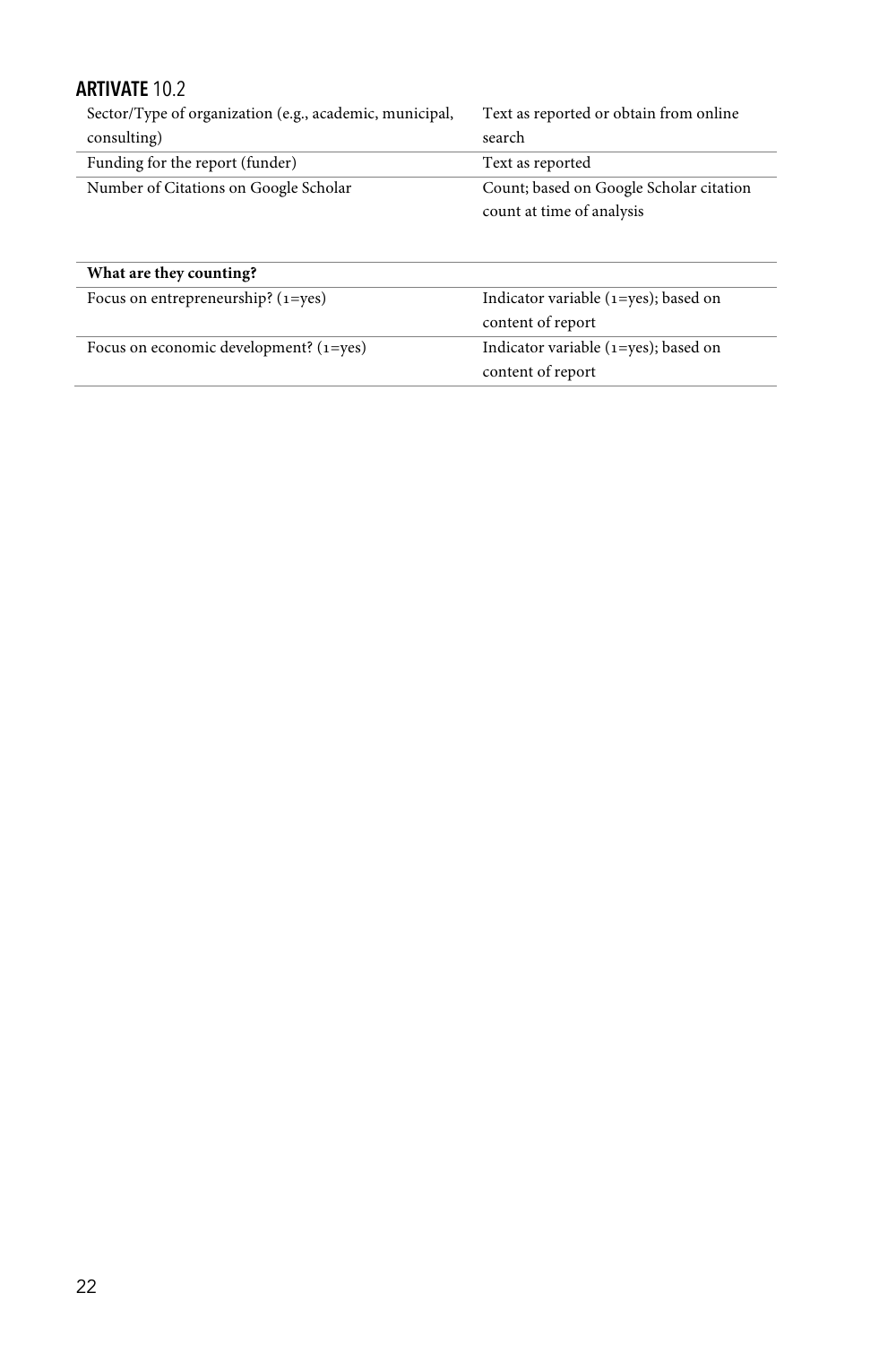## ARTIVATE 10.2

| | |
|---|---|
| Sector/Type of organization (e.g., academic, municipal, consulting) | Text as reported or obtain from online search |
| Funding for the report (funder) | Text as reported |
| Number of Citations on Google Scholar | Count; based on Google Scholar citation count at time of analysis |

| **What are they counting?** | |
|---|---|
| Focus on entrepreneurship? (1=yes) | Indicator variable (1=yes); based on content of report |
| Focus on economic development? (1=yes) | Indicator variable (1=yes); based on content of report |